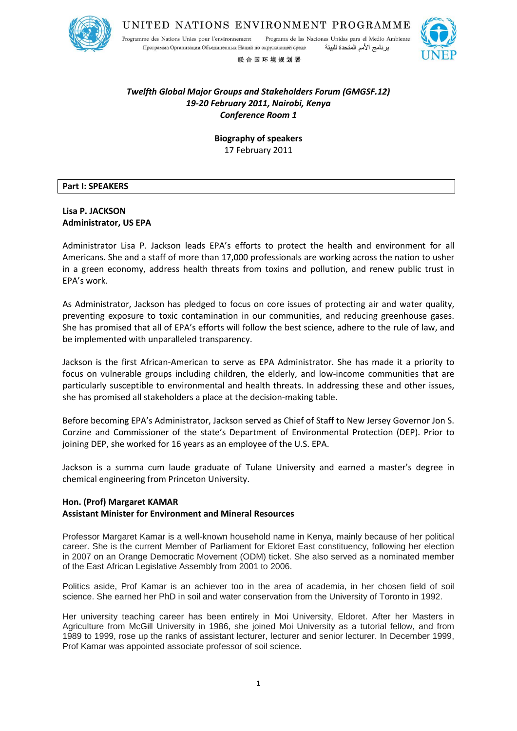UNITED NATIONS ENVIRONMENT PROGRAMME

Programme des Nations Unies pour l'environnement   Programa de las Naciones Unidas para el Medio Ambiente
Программа Организации Объединенных Наций по окружающей среде   برنامج الأمم المتحدة للبيئة
联合国环境规划署

UNEP

***Twelfth Global Major Groups and Stakeholders Forum (GMGSF.12)***
***19-20 February 2011, Nairobi, Kenya***
***Conference Room 1***

**Biography of speakers**
17 February 2011

## Part I: SPEAKERS

**Lisa P. JACKSON**
**Administrator, US EPA**

Administrator Lisa P. Jackson leads EPA's efforts to protect the health and environment for all Americans. She and a staff of more than 17,000 professionals are working across the nation to usher in a green economy, address health threats from toxins and pollution, and renew public trust in EPA's work.

As Administrator, Jackson has pledged to focus on core issues of protecting air and water quality, preventing exposure to toxic contamination in our communities, and reducing greenhouse gases. She has promised that all of EPA's efforts will follow the best science, adhere to the rule of law, and be implemented with unparalleled transparency.

Jackson is the first African-American to serve as EPA Administrator. She has made it a priority to focus on vulnerable groups including children, the elderly, and low-income communities that are particularly susceptible to environmental and health threats. In addressing these and other issues, she has promised all stakeholders a place at the decision-making table.

Before becoming EPA's Administrator, Jackson served as Chief of Staff to New Jersey Governor Jon S. Corzine and Commissioner of the state's Department of Environmental Protection (DEP). Prior to joining DEP, she worked for 16 years as an employee of the U.S. EPA.

Jackson is a summa cum laude graduate of Tulane University and earned a master's degree in chemical engineering from Princeton University.

**Hon. (Prof) Margaret KAMAR**
**Assistant Minister for Environment and Mineral Resources**

Professor Margaret Kamar is a well-known household name in Kenya, mainly because of her political career. She is the current Member of Parliament for Eldoret East constituency, following her election in 2007 on an Orange Democratic Movement (ODM) ticket. She also served as a nominated member of the East African Legislative Assembly from 2001 to 2006.

Politics aside, Prof Kamar is an achiever too in the area of academia, in her chosen field of soil science. She earned her PhD in soil and water conservation from the University of Toronto in 1992.

Her university teaching career has been entirely in Moi University, Eldoret. After her Masters in Agriculture from McGill University in 1986, she joined Moi University as a tutorial fellow, and from 1989 to 1999, rose up the ranks of assistant lecturer, lecturer and senior lecturer. In December 1999, Prof Kamar was appointed associate professor of soil science.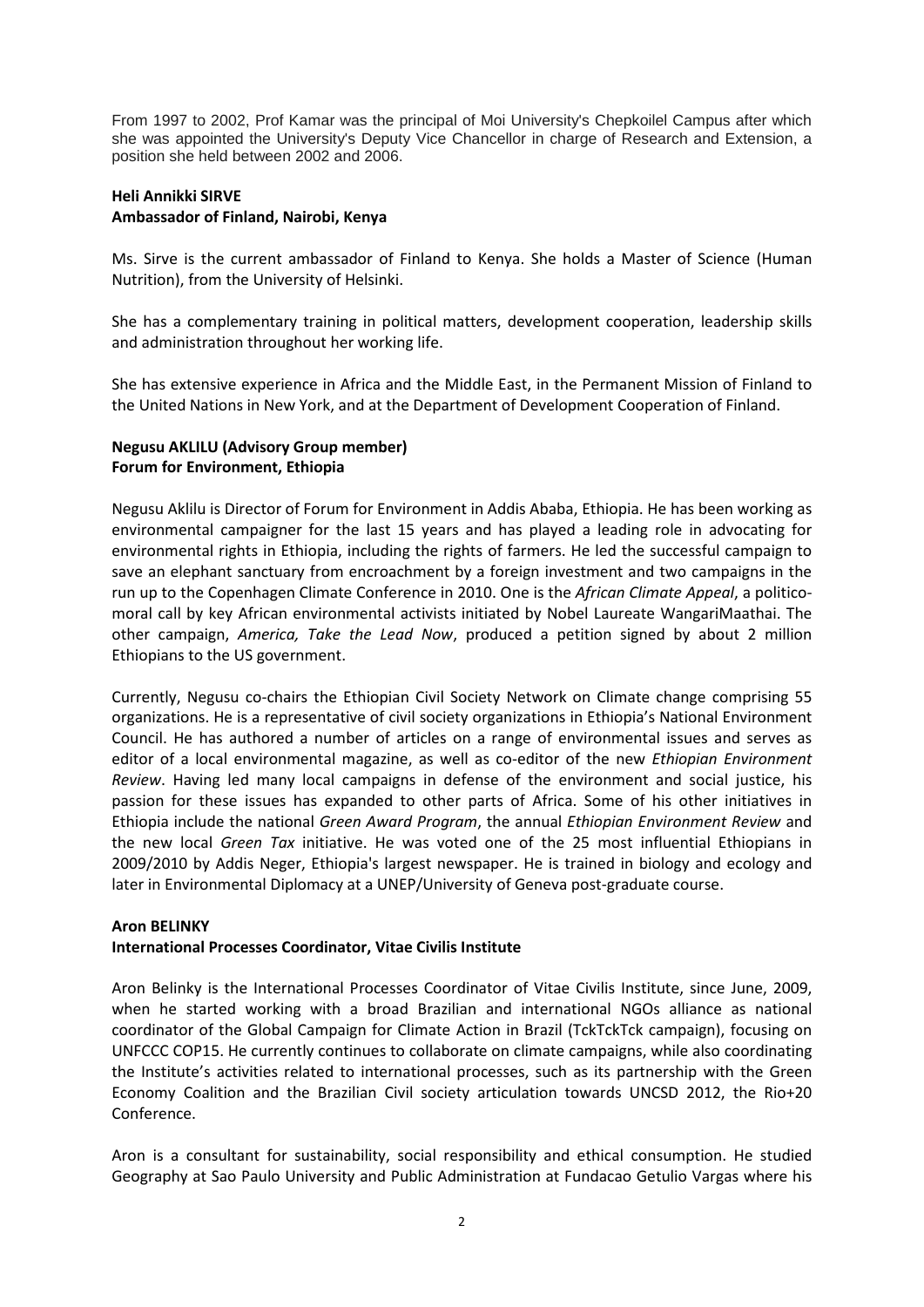From 1997 to 2002, Prof Kamar was the principal of Moi University's Chepkoilel Campus after which she was appointed the University's Deputy Vice Chancellor in charge of Research and Extension, a position she held between 2002 and 2006.

**Heli Annikki SIRVE**
**Ambassador of Finland, Nairobi, Kenya**

Ms. Sirve is the current ambassador of Finland to Kenya. She holds a Master of Science (Human Nutrition), from the University of Helsinki.

She has a complementary training in political matters, development cooperation, leadership skills and administration throughout her working life.

She has extensive experience in Africa and the Middle East, in the Permanent Mission of Finland to the United Nations in New York, and at the Department of Development Cooperation of Finland.

**Negusu AKLILU (Advisory Group member)**
**Forum for Environment, Ethiopia**

Negusu Aklilu is Director of Forum for Environment in Addis Ababa, Ethiopia. He has been working as environmental campaigner for the last 15 years and has played a leading role in advocating for environmental rights in Ethiopia, including the rights of farmers. He led the successful campaign to save an elephant sanctuary from encroachment by a foreign investment and two campaigns in the run up to the Copenhagen Climate Conference in 2010. One is the *African Climate Appeal*, a politico-moral call by key African environmental activists initiated by Nobel Laureate WangariMaathai. The other campaign, *America, Take the Lead Now*, produced a petition signed by about 2 million Ethiopians to the US government.

Currently, Negusu co-chairs the Ethiopian Civil Society Network on Climate change comprising 55 organizations. He is a representative of civil society organizations in Ethiopia's National Environment Council. He has authored a number of articles on a range of environmental issues and serves as editor of a local environmental magazine, as well as co-editor of the new *Ethiopian Environment Review*. Having led many local campaigns in defense of the environment and social justice, his passion for these issues has expanded to other parts of Africa. Some of his other initiatives in Ethiopia include the national *Green Award Program*, the annual *Ethiopian Environment Review* and the new local *Green Tax* initiative. He was voted one of the 25 most influential Ethiopians in 2009/2010 by Addis Neger, Ethiopia's largest newspaper. He is trained in biology and ecology and later in Environmental Diplomacy at a UNEP/University of Geneva post-graduate course.

**Aron BELINKY**
**International Processes Coordinator, Vitae Civilis Institute**

Aron Belinky is the International Processes Coordinator of Vitae Civilis Institute, since June, 2009, when he started working with a broad Brazilian and international NGOs alliance as national coordinator of the Global Campaign for Climate Action in Brazil (TckTckTck campaign), focusing on UNFCCC COP15. He currently continues to collaborate on climate campaigns, while also coordinating the Institute's activities related to international processes, such as its partnership with the Green Economy Coalition and the Brazilian Civil society articulation towards UNCSD 2012, the Rio+20 Conference.

Aron is a consultant for sustainability, social responsibility and ethical consumption. He studied Geography at Sao Paulo University and Public Administration at Fundacao Getulio Vargas where his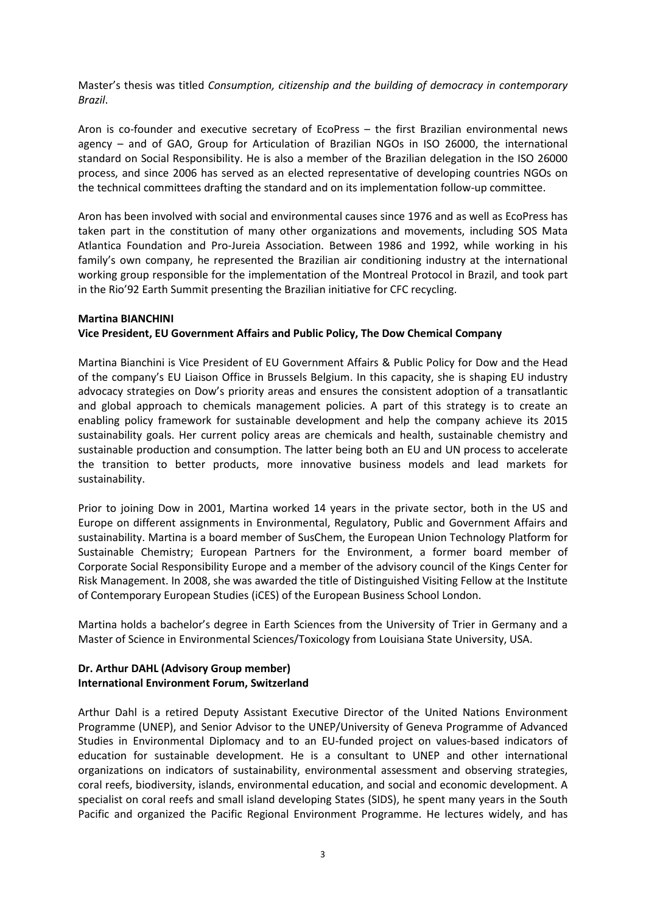Master's thesis was titled *Consumption, citizenship and the building of democracy in contemporary Brazil*.

Aron is co-founder and executive secretary of EcoPress – the first Brazilian environmental news agency – and of GAO, Group for Articulation of Brazilian NGOs in ISO 26000, the international standard on Social Responsibility. He is also a member of the Brazilian delegation in the ISO 26000 process, and since 2006 has served as an elected representative of developing countries NGOs on the technical committees drafting the standard and on its implementation follow-up committee.

Aron has been involved with social and environmental causes since 1976 and as well as EcoPress has taken part in the constitution of many other organizations and movements, including SOS Mata Atlantica Foundation and Pro-Jureia Association. Between 1986 and 1992, while working in his family's own company, he represented the Brazilian air conditioning industry at the international working group responsible for the implementation of the Montreal Protocol in Brazil, and took part in the Rio'92 Earth Summit presenting the Brazilian initiative for CFC recycling.

**Martina BIANCHINI**
**Vice President, EU Government Affairs and Public Policy, The Dow Chemical Company**

Martina Bianchini is Vice President of EU Government Affairs & Public Policy for Dow and the Head of the company's EU Liaison Office in Brussels Belgium. In this capacity, she is shaping EU industry advocacy strategies on Dow's priority areas and ensures the consistent adoption of a transatlantic and global approach to chemicals management policies. A part of this strategy is to create an enabling policy framework for sustainable development and help the company achieve its 2015 sustainability goals. Her current policy areas are chemicals and health, sustainable chemistry and sustainable production and consumption. The latter being both an EU and UN process to accelerate the transition to better products, more innovative business models and lead markets for sustainability.

Prior to joining Dow in 2001, Martina worked 14 years in the private sector, both in the US and Europe on different assignments in Environmental, Regulatory, Public and Government Affairs and sustainability. Martina is a board member of SusChem, the European Union Technology Platform for Sustainable Chemistry; European Partners for the Environment, a former board member of Corporate Social Responsibility Europe and a member of the advisory council of the Kings Center for Risk Management. In 2008, she was awarded the title of Distinguished Visiting Fellow at the Institute of Contemporary European Studies (iCES) of the European Business School London.

Martina holds a bachelor's degree in Earth Sciences from the University of Trier in Germany and a Master of Science in Environmental Sciences/Toxicology from Louisiana State University, USA.

**Dr. Arthur DAHL (Advisory Group member)**
**International Environment Forum, Switzerland**

Arthur Dahl is a retired Deputy Assistant Executive Director of the United Nations Environment Programme (UNEP), and Senior Advisor to the UNEP/University of Geneva Programme of Advanced Studies in Environmental Diplomacy and to an EU-funded project on values-based indicators of education for sustainable development. He is a consultant to UNEP and other international organizations on indicators of sustainability, environmental assessment and observing strategies, coral reefs, biodiversity, islands, environmental education, and social and economic development. A specialist on coral reefs and small island developing States (SIDS), he spent many years in the South Pacific and organized the Pacific Regional Environment Programme. He lectures widely, and has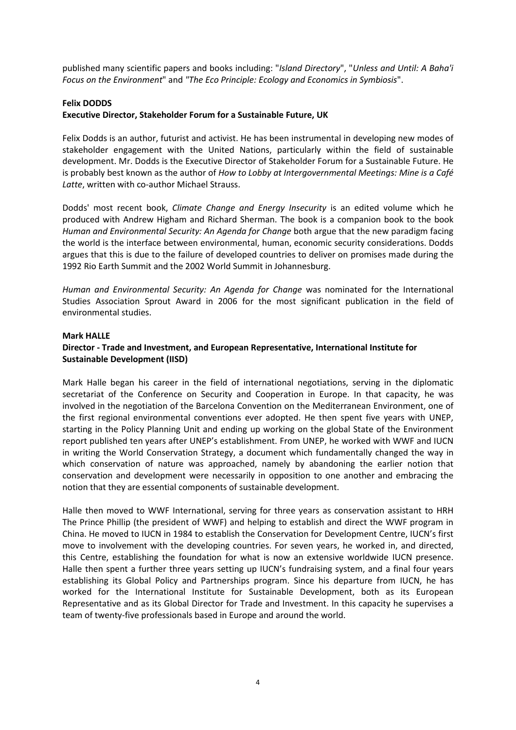published many scientific papers and books including: "*Island Directory*", "*Unless and Until: A Baha'i Focus on the Environment*" and *"The Eco Principle: Ecology and Economics in Symbiosis*".

**Felix DODDS**
**Executive Director, Stakeholder Forum for a Sustainable Future, UK**

Felix Dodds is an author, futurist and activist. He has been instrumental in developing new modes of stakeholder engagement with the United Nations, particularly within the field of sustainable development. Mr. Dodds is the Executive Director of Stakeholder Forum for a Sustainable Future. He is probably best known as the author of *How to Lobby at Intergovernmental Meetings: Mine is a Café Latte*, written with co-author Michael Strauss.

Dodds' most recent book, *Climate Change and Energy Insecurity* is an edited volume which he produced with Andrew Higham and Richard Sherman. The book is a companion book to the book *Human and Environmental Security: An Agenda for Change* both argue that the new paradigm facing the world is the interface between environmental, human, economic security considerations. Dodds argues that this is due to the failure of developed countries to deliver on promises made during the 1992 Rio Earth Summit and the 2002 World Summit in Johannesburg.

*Human and Environmental Security: An Agenda for Change* was nominated for the International Studies Association Sprout Award in 2006 for the most significant publication in the field of environmental studies.

**Mark HALLE**
**Director - Trade and Investment, and European Representative, International Institute for Sustainable Development (IISD)**

Mark Halle began his career in the field of international negotiations, serving in the diplomatic secretariat of the Conference on Security and Cooperation in Europe. In that capacity, he was involved in the negotiation of the Barcelona Convention on the Mediterranean Environment, one of the first regional environmental conventions ever adopted. He then spent five years with UNEP, starting in the Policy Planning Unit and ending up working on the global State of the Environment report published ten years after UNEP's establishment. From UNEP, he worked with WWF and IUCN in writing the World Conservation Strategy, a document which fundamentally changed the way in which conservation of nature was approached, namely by abandoning the earlier notion that conservation and development were necessarily in opposition to one another and embracing the notion that they are essential components of sustainable development.

Halle then moved to WWF International, serving for three years as conservation assistant to HRH The Prince Phillip (the president of WWF) and helping to establish and direct the WWF program in China. He moved to IUCN in 1984 to establish the Conservation for Development Centre, IUCN's first move to involvement with the developing countries. For seven years, he worked in, and directed, this Centre, establishing the foundation for what is now an extensive worldwide IUCN presence. Halle then spent a further three years setting up IUCN's fundraising system, and a final four years establishing its Global Policy and Partnerships program. Since his departure from IUCN, he has worked for the International Institute for Sustainable Development, both as its European Representative and as its Global Director for Trade and Investment. In this capacity he supervises a team of twenty-five professionals based in Europe and around the world.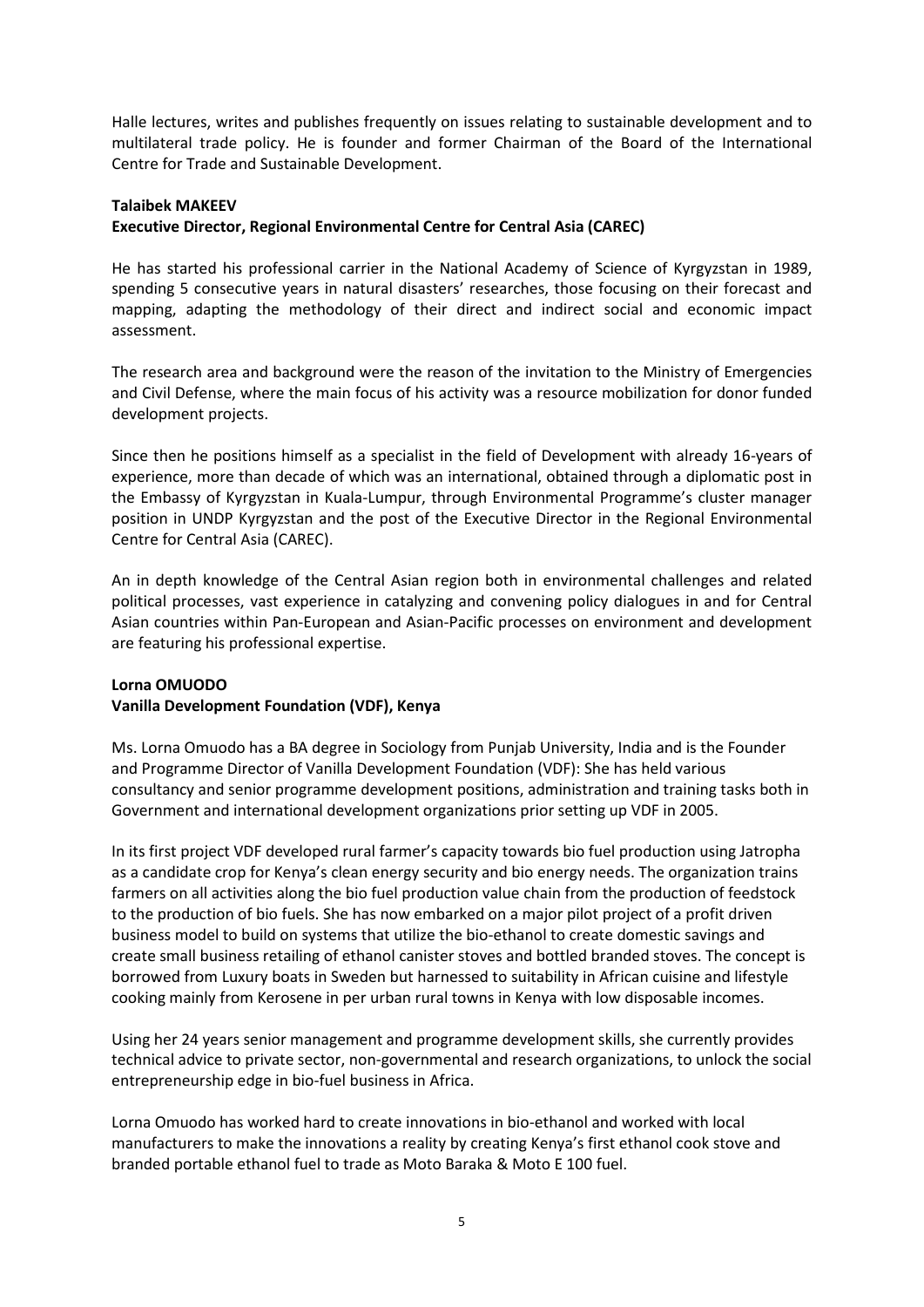Halle lectures, writes and publishes frequently on issues relating to sustainable development and to multilateral trade policy. He is founder and former Chairman of the Board of the International Centre for Trade and Sustainable Development.

**Talaibek MAKEEV**
**Executive Director, Regional Environmental Centre for Central Asia (CAREC)**

He has started his professional carrier in the National Academy of Science of Kyrgyzstan in 1989, spending 5 consecutive years in natural disasters' researches, those focusing on their forecast and mapping, adapting the methodology of their direct and indirect social and economic impact assessment.

The research area and background were the reason of the invitation to the Ministry of Emergencies and Civil Defense, where the main focus of his activity was a resource mobilization for donor funded development projects.

Since then he positions himself as a specialist in the field of Development with already 16-years of experience, more than decade of which was an international, obtained through a diplomatic post in the Embassy of Kyrgyzstan in Kuala-Lumpur, through Environmental Programme's cluster manager position in UNDP Kyrgyzstan and the post of the Executive Director in the Regional Environmental Centre for Central Asia (CAREC).

An in depth knowledge of the Central Asian region both in environmental challenges and related political processes, vast experience in catalyzing and convening policy dialogues in and for Central Asian countries within Pan-European and Asian-Pacific processes on environment and development are featuring his professional expertise.

**Lorna OMUODO**
**Vanilla Development Foundation (VDF), Kenya**

Ms. Lorna Omuodo has a BA degree in Sociology from Punjab University, India and is the Founder and Programme Director of Vanilla Development Foundation (VDF): She has held various consultancy and senior programme development positions, administration and training tasks both in Government and international development organizations prior setting up VDF in 2005.

In its first project VDF developed rural farmer's capacity towards bio fuel production using Jatropha as a candidate crop for Kenya's clean energy security and bio energy needs. The organization trains farmers on all activities along the bio fuel production value chain from the production of feedstock to the production of bio fuels. She has now embarked on a major pilot project of a profit driven business model to build on systems that utilize the bio-ethanol to create domestic savings and create small business retailing of ethanol canister stoves and bottled branded stoves. The concept is borrowed from Luxury boats in Sweden but harnessed to suitability in African cuisine and lifestyle cooking mainly from Kerosene in per urban rural towns in Kenya with low disposable incomes.

Using her 24 years senior management and programme development skills, she currently provides technical advice to private sector, non-governmental and research organizations, to unlock the social entrepreneurship edge in bio-fuel business in Africa.

Lorna Omuodo has worked hard to create innovations in bio-ethanol and worked with local manufacturers to make the innovations a reality by creating Kenya's first ethanol cook stove and branded portable ethanol fuel to trade as Moto Baraka & Moto E 100 fuel.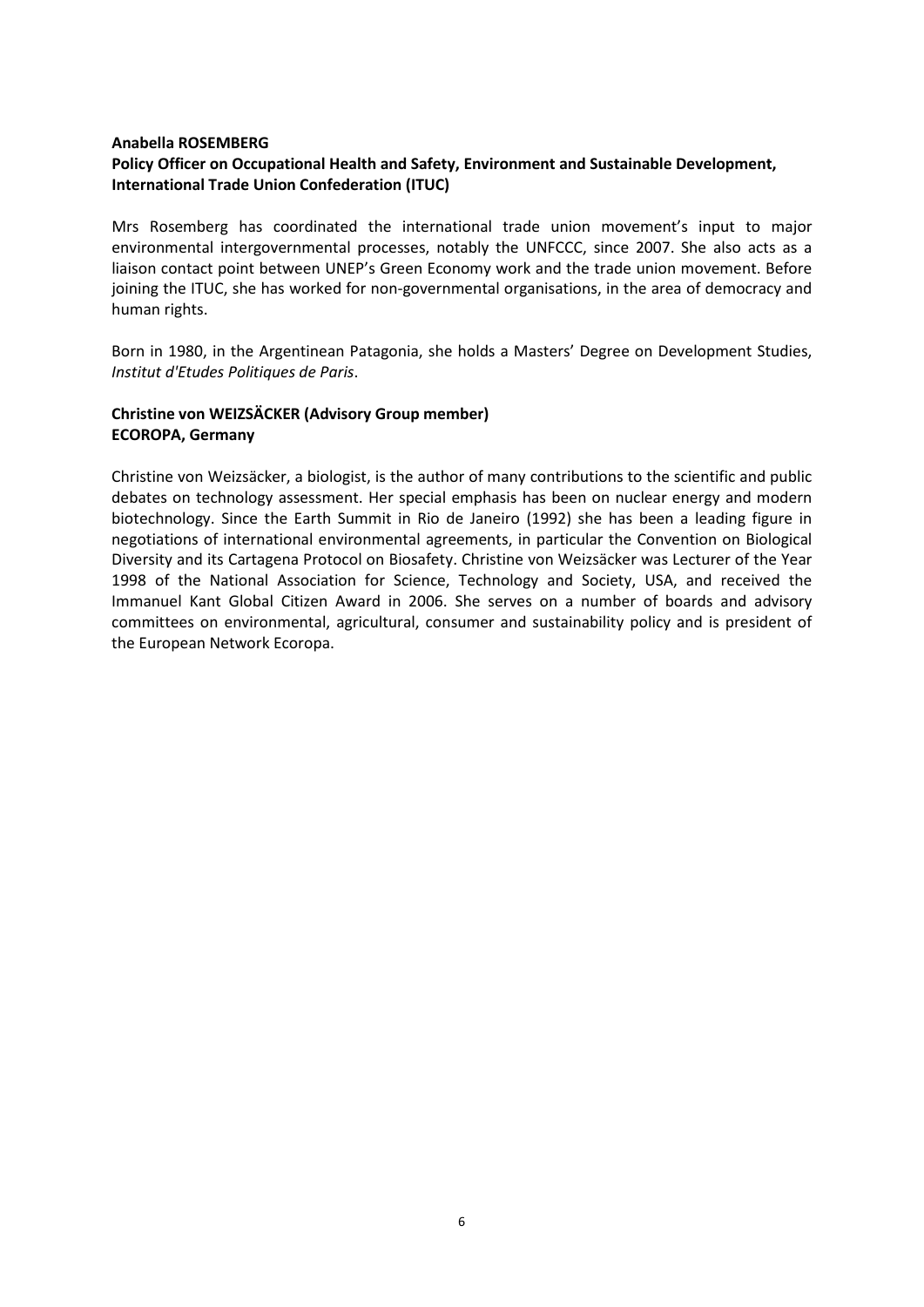**Anabella ROSEMBERG**
**Policy Officer on Occupational Health and Safety, Environment and Sustainable Development, International Trade Union Confederation (ITUC)**

Mrs Rosemberg has coordinated the international trade union movement's input to major environmental intergovernmental processes, notably the UNFCCC, since 2007. She also acts as a liaison contact point between UNEP's Green Economy work and the trade union movement. Before joining the ITUC, she has worked for non-governmental organisations, in the area of democracy and human rights.

Born in 1980, in the Argentinean Patagonia, she holds a Masters' Degree on Development Studies, *Institut d'Etudes Politiques de Paris*.

**Christine von WEIZSÄCKER (Advisory Group member)**
**ECOROPA, Germany**

Christine von Weizsäcker, a biologist, is the author of many contributions to the scientific and public debates on technology assessment. Her special emphasis has been on nuclear energy and modern biotechnology. Since the Earth Summit in Rio de Janeiro (1992) she has been a leading figure in negotiations of international environmental agreements, in particular the Convention on Biological Diversity and its Cartagena Protocol on Biosafety. Christine von Weizsäcker was Lecturer of the Year 1998 of the National Association for Science, Technology and Society, USA, and received the Immanuel Kant Global Citizen Award in 2006. She serves on a number of boards and advisory committees on environmental, agricultural, consumer and sustainability policy and is president of the European Network Ecoropa.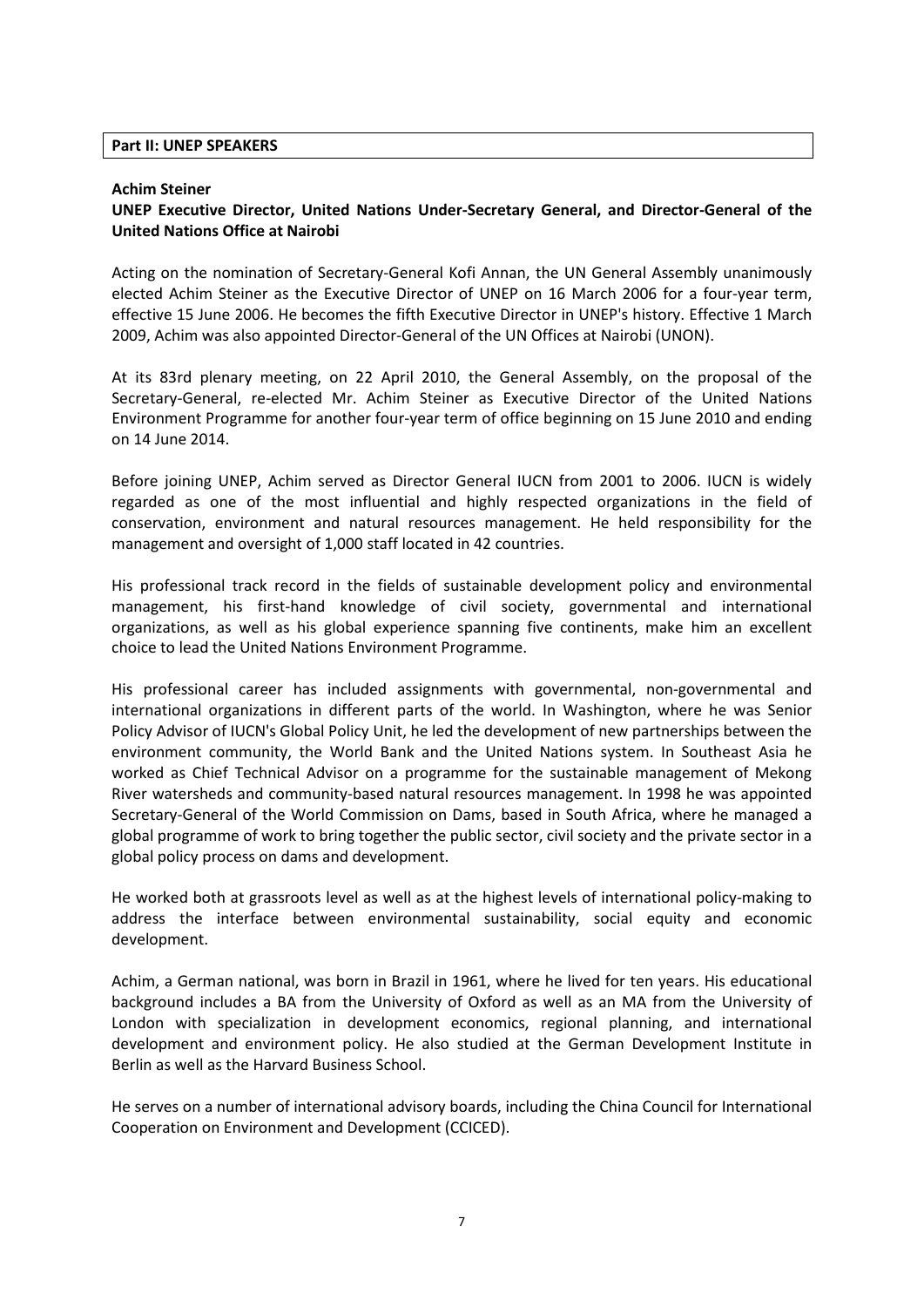**Part II: UNEP SPEAKERS**

**Achim Steiner**

**UNEP Executive Director, United Nations Under-Secretary General, and Director-General of the United Nations Office at Nairobi**

Acting on the nomination of Secretary-General Kofi Annan, the UN General Assembly unanimously elected Achim Steiner as the Executive Director of UNEP on 16 March 2006 for a four-year term, effective 15 June 2006. He becomes the fifth Executive Director in UNEP's history. Effective 1 March 2009, Achim was also appointed Director-General of the UN Offices at Nairobi (UNON).

At its 83rd plenary meeting, on 22 April 2010, the General Assembly, on the proposal of the Secretary-General, re-elected Mr. Achim Steiner as Executive Director of the United Nations Environment Programme for another four-year term of office beginning on 15 June 2010 and ending on 14 June 2014.

Before joining UNEP, Achim served as Director General IUCN from 2001 to 2006. IUCN is widely regarded as one of the most influential and highly respected organizations in the field of conservation, environment and natural resources management. He held responsibility for the management and oversight of 1,000 staff located in 42 countries.

His professional track record in the fields of sustainable development policy and environmental management, his first-hand knowledge of civil society, governmental and international organizations, as well as his global experience spanning five continents, make him an excellent choice to lead the United Nations Environment Programme.

His professional career has included assignments with governmental, non-governmental and international organizations in different parts of the world. In Washington, where he was Senior Policy Advisor of IUCN's Global Policy Unit, he led the development of new partnerships between the environment community, the World Bank and the United Nations system. In Southeast Asia he worked as Chief Technical Advisor on a programme for the sustainable management of Mekong River watersheds and community-based natural resources management. In 1998 he was appointed Secretary-General of the World Commission on Dams, based in South Africa, where he managed a global programme of work to bring together the public sector, civil society and the private sector in a global policy process on dams and development.

He worked both at grassroots level as well as at the highest levels of international policy-making to address the interface between environmental sustainability, social equity and economic development.

Achim, a German national, was born in Brazil in 1961, where he lived for ten years. His educational background includes a BA from the University of Oxford as well as an MA from the University of London with specialization in development economics, regional planning, and international development and environment policy. He also studied at the German Development Institute in Berlin as well as the Harvard Business School.

He serves on a number of international advisory boards, including the China Council for International Cooperation on Environment and Development (CCICED).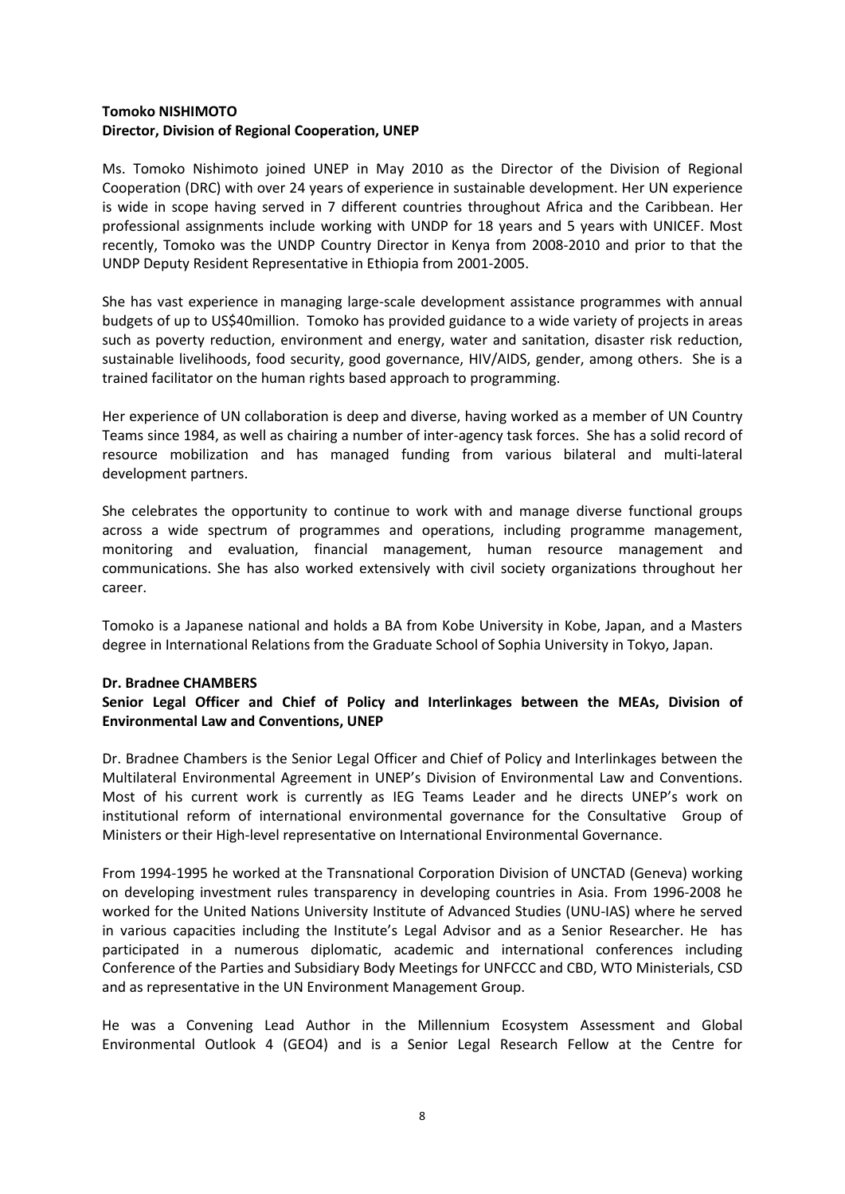**Tomoko NISHIMOTO**
**Director, Division of Regional Cooperation, UNEP**

Ms. Tomoko Nishimoto joined UNEP in May 2010 as the Director of the Division of Regional Cooperation (DRC) with over 24 years of experience in sustainable development. Her UN experience is wide in scope having served in 7 different countries throughout Africa and the Caribbean. Her professional assignments include working with UNDP for 18 years and 5 years with UNICEF. Most recently, Tomoko was the UNDP Country Director in Kenya from 2008-2010 and prior to that the UNDP Deputy Resident Representative in Ethiopia from 2001-2005.

She has vast experience in managing large-scale development assistance programmes with annual budgets of up to US$40million. Tomoko has provided guidance to a wide variety of projects in areas such as poverty reduction, environment and energy, water and sanitation, disaster risk reduction, sustainable livelihoods, food security, good governance, HIV/AIDS, gender, among others. She is a trained facilitator on the human rights based approach to programming.

Her experience of UN collaboration is deep and diverse, having worked as a member of UN Country Teams since 1984, as well as chairing a number of inter-agency task forces. She has a solid record of resource mobilization and has managed funding from various bilateral and multi-lateral development partners.

She celebrates the opportunity to continue to work with and manage diverse functional groups across a wide spectrum of programmes and operations, including programme management, monitoring and evaluation, financial management, human resource management and communications. She has also worked extensively with civil society organizations throughout her career.

Tomoko is a Japanese national and holds a BA from Kobe University in Kobe, Japan, and a Masters degree in International Relations from the Graduate School of Sophia University in Tokyo, Japan.

**Dr. Bradnee CHAMBERS**
**Senior Legal Officer and Chief of Policy and Interlinkages between the MEAs, Division of Environmental Law and Conventions, UNEP**

Dr. Bradnee Chambers is the Senior Legal Officer and Chief of Policy and Interlinkages between the Multilateral Environmental Agreement in UNEP's Division of Environmental Law and Conventions. Most of his current work is currently as IEG Teams Leader and he directs UNEP's work on institutional reform of international environmental governance for the Consultative Group of Ministers or their High-level representative on International Environmental Governance.

From 1994-1995 he worked at the Transnational Corporation Division of UNCTAD (Geneva) working on developing investment rules transparency in developing countries in Asia. From 1996-2008 he worked for the United Nations University Institute of Advanced Studies (UNU-IAS) where he served in various capacities including the Institute's Legal Advisor and as a Senior Researcher. He has participated in a numerous diplomatic, academic and international conferences including Conference of the Parties and Subsidiary Body Meetings for UNFCCC and CBD, WTO Ministerials, CSD and as representative in the UN Environment Management Group.

He was a Convening Lead Author in the Millennium Ecosystem Assessment and Global Environmental Outlook 4 (GEO4) and is a Senior Legal Research Fellow at the Centre for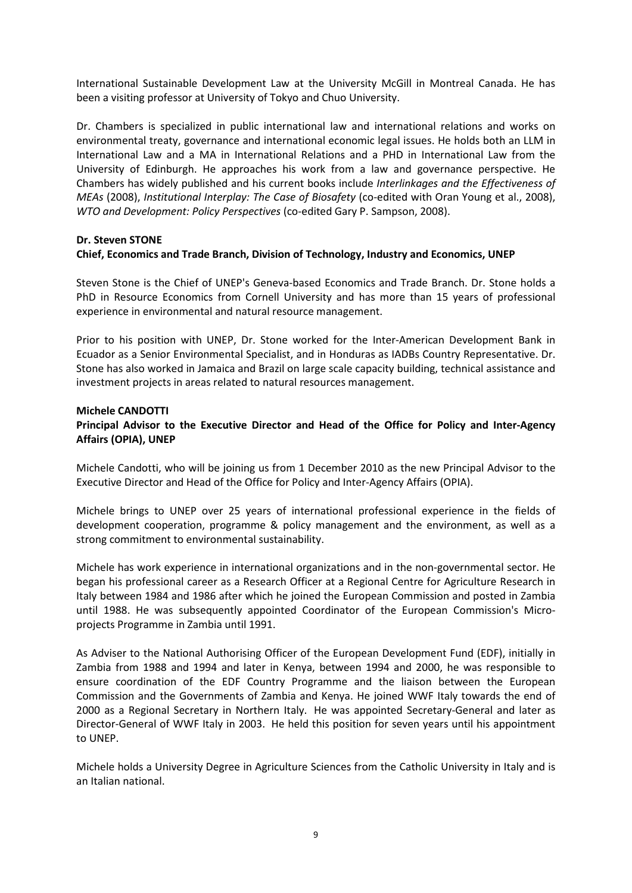International Sustainable Development Law at the University McGill in Montreal Canada. He has been a visiting professor at University of Tokyo and Chuo University.

Dr. Chambers is specialized in public international law and international relations and works on environmental treaty, governance and international economic legal issues. He holds both an LLM in International Law and a MA in International Relations and a PHD in International Law from the University of Edinburgh. He approaches his work from a law and governance perspective. He Chambers has widely published and his current books include *Interlinkages and the Effectiveness of MEAs* (2008), *Institutional Interplay: The Case of Biosafety* (co-edited with Oran Young et al., 2008), *WTO and Development: Policy Perspectives* (co-edited Gary P. Sampson, 2008).

**Dr. Steven STONE**
**Chief, Economics and Trade Branch, Division of Technology, Industry and Economics, UNEP**

Steven Stone is the Chief of UNEP's Geneva-based Economics and Trade Branch. Dr. Stone holds a PhD in Resource Economics from Cornell University and has more than 15 years of professional experience in environmental and natural resource management.

Prior to his position with UNEP, Dr. Stone worked for the Inter-American Development Bank in Ecuador as a Senior Environmental Specialist, and in Honduras as IADBs Country Representative. Dr. Stone has also worked in Jamaica and Brazil on large scale capacity building, technical assistance and investment projects in areas related to natural resources management.

**Michele CANDOTTI**
**Principal Advisor to the Executive Director and Head of the Office for Policy and Inter-Agency Affairs (OPIA), UNEP**

Michele Candotti, who will be joining us from 1 December 2010 as the new Principal Advisor to the Executive Director and Head of the Office for Policy and Inter-Agency Affairs (OPIA).

Michele brings to UNEP over 25 years of international professional experience in the fields of development cooperation, programme & policy management and the environment, as well as a strong commitment to environmental sustainability.

Michele has work experience in international organizations and in the non-governmental sector. He began his professional career as a Research Officer at a Regional Centre for Agriculture Research in Italy between 1984 and 1986 after which he joined the European Commission and posted in Zambia until 1988. He was subsequently appointed Coordinator of the European Commission's Micro-projects Programme in Zambia until 1991.

As Adviser to the National Authorising Officer of the European Development Fund (EDF), initially in Zambia from 1988 and 1994 and later in Kenya, between 1994 and 2000, he was responsible to ensure coordination of the EDF Country Programme and the liaison between the European Commission and the Governments of Zambia and Kenya. He joined WWF Italy towards the end of 2000 as a Regional Secretary in Northern Italy. He was appointed Secretary-General and later as Director-General of WWF Italy in 2003. He held this position for seven years until his appointment to UNEP.

Michele holds a University Degree in Agriculture Sciences from the Catholic University in Italy and is an Italian national.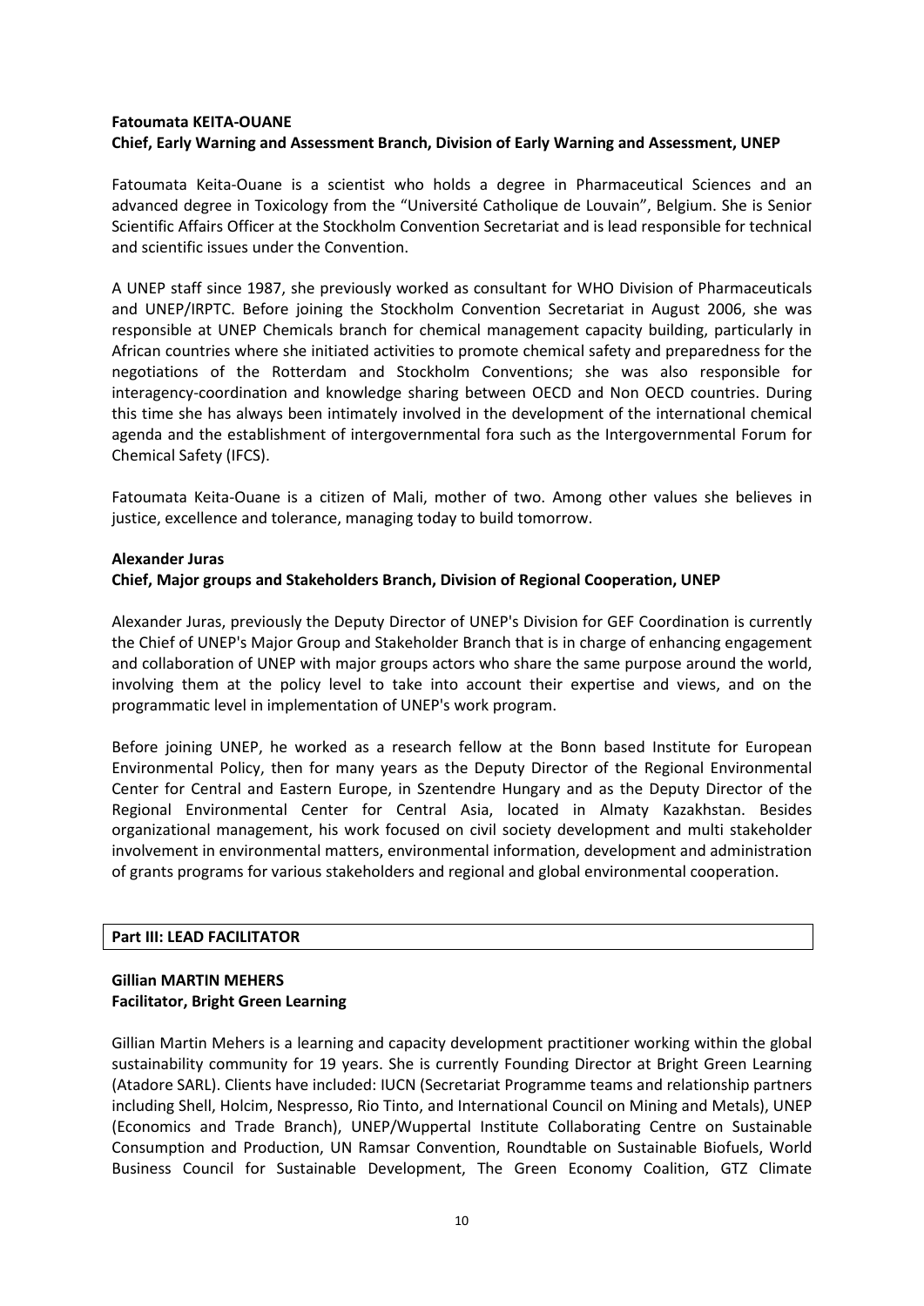**Fatoumata KEITA-OUANE**
**Chief, Early Warning and Assessment Branch, Division of Early Warning and Assessment, UNEP**

Fatoumata Keita-Ouane is a scientist who holds a degree in Pharmaceutical Sciences and an advanced degree in Toxicology from the "Université Catholique de Louvain", Belgium. She is Senior Scientific Affairs Officer at the Stockholm Convention Secretariat and is lead responsible for technical and scientific issues under the Convention.

A UNEP staff since 1987, she previously worked as consultant for WHO Division of Pharmaceuticals and UNEP/IRPTC. Before joining the Stockholm Convention Secretariat in August 2006, she was responsible at UNEP Chemicals branch for chemical management capacity building, particularly in African countries where she initiated activities to promote chemical safety and preparedness for the negotiations of the Rotterdam and Stockholm Conventions; she was also responsible for interagency-coordination and knowledge sharing between OECD and Non OECD countries. During this time she has always been intimately involved in the development of the international chemical agenda and the establishment of intergovernmental fora such as the Intergovernmental Forum for Chemical Safety (IFCS).

Fatoumata Keita-Ouane is a citizen of Mali, mother of two. Among other values she believes in justice, excellence and tolerance, managing today to build tomorrow.

**Alexander Juras**
**Chief, Major groups and Stakeholders Branch, Division of Regional Cooperation, UNEP**

Alexander Juras, previously the Deputy Director of UNEP's Division for GEF Coordination is currently the Chief of UNEP's Major Group and Stakeholder Branch that is in charge of enhancing engagement and collaboration of UNEP with major groups actors who share the same purpose around the world, involving them at the policy level to take into account their expertise and views, and on the programmatic level in implementation of UNEP's work program.

Before joining UNEP, he worked as a research fellow at the Bonn based Institute for European Environmental Policy, then for many years as the Deputy Director of the Regional Environmental Center for Central and Eastern Europe, in Szentendre Hungary and as the Deputy Director of the Regional Environmental Center for Central Asia, located in Almaty Kazakhstan. Besides organizational management, his work focused on civil society development and multi stakeholder involvement in environmental matters, environmental information, development and administration of grants programs for various stakeholders and regional and global environmental cooperation.

## Part III: LEAD FACILITATOR

**Gillian MARTIN MEHERS**
**Facilitator, Bright Green Learning**

Gillian Martin Mehers is a learning and capacity development practitioner working within the global sustainability community for 19 years. She is currently Founding Director at Bright Green Learning (Atadore SARL). Clients have included: IUCN (Secretariat Programme teams and relationship partners including Shell, Holcim, Nespresso, Rio Tinto, and International Council on Mining and Metals), UNEP (Economics and Trade Branch), UNEP/Wuppertal Institute Collaborating Centre on Sustainable Consumption and Production, UN Ramsar Convention, Roundtable on Sustainable Biofuels, World Business Council for Sustainable Development, The Green Economy Coalition, GTZ Climate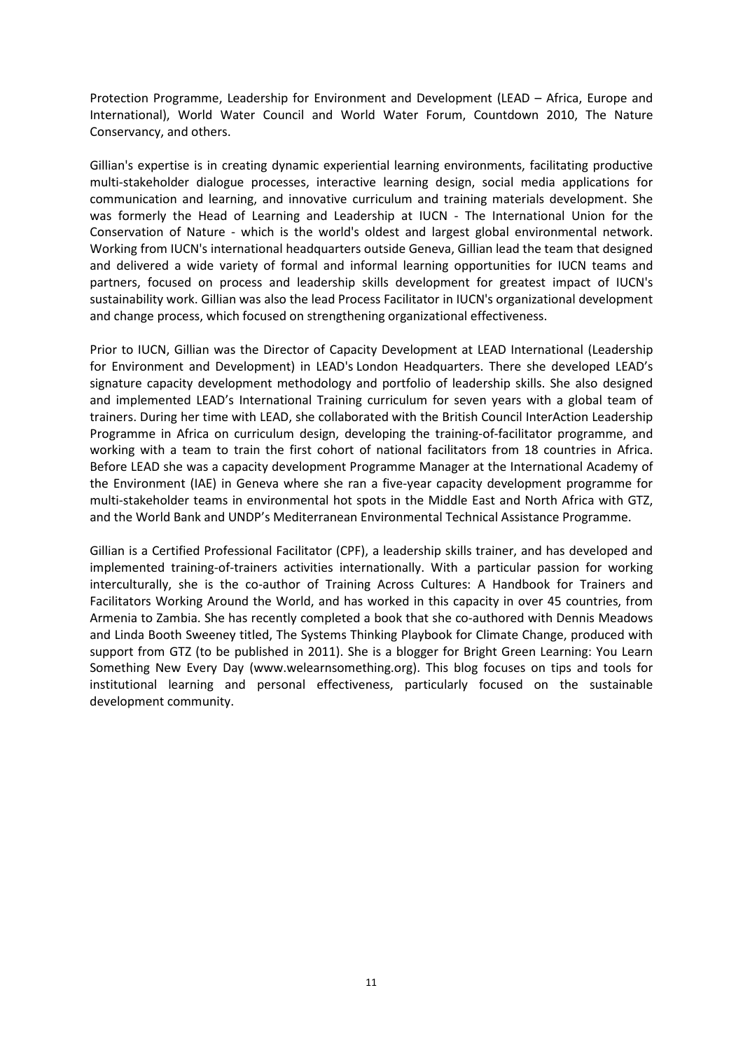Protection Programme, Leadership for Environment and Development (LEAD – Africa, Europe and International), World Water Council and World Water Forum, Countdown 2010, The Nature Conservancy, and others.

Gillian's expertise is in creating dynamic experiential learning environments, facilitating productive multi-stakeholder dialogue processes, interactive learning design, social media applications for communication and learning, and innovative curriculum and training materials development. She was formerly the Head of Learning and Leadership at IUCN - The International Union for the Conservation of Nature - which is the world's oldest and largest global environmental network. Working from IUCN's international headquarters outside Geneva, Gillian lead the team that designed and delivered a wide variety of formal and informal learning opportunities for IUCN teams and partners, focused on process and leadership skills development for greatest impact of IUCN's sustainability work. Gillian was also the lead Process Facilitator in IUCN's organizational development and change process, which focused on strengthening organizational effectiveness.

Prior to IUCN, Gillian was the Director of Capacity Development at LEAD International (Leadership for Environment and Development) in LEAD's London Headquarters. There she developed LEAD's signature capacity development methodology and portfolio of leadership skills. She also designed and implemented LEAD's International Training curriculum for seven years with a global team of trainers. During her time with LEAD, she collaborated with the British Council InterAction Leadership Programme in Africa on curriculum design, developing the training-of-facilitator programme, and working with a team to train the first cohort of national facilitators from 18 countries in Africa. Before LEAD she was a capacity development Programme Manager at the International Academy of the Environment (IAE) in Geneva where she ran a five-year capacity development programme for multi-stakeholder teams in environmental hot spots in the Middle East and North Africa with GTZ, and the World Bank and UNDP's Mediterranean Environmental Technical Assistance Programme.

Gillian is a Certified Professional Facilitator (CPF), a leadership skills trainer, and has developed and implemented training-of-trainers activities internationally. With a particular passion for working interculturally, she is the co-author of Training Across Cultures: A Handbook for Trainers and Facilitators Working Around the World, and has worked in this capacity in over 45 countries, from Armenia to Zambia. She has recently completed a book that she co-authored with Dennis Meadows and Linda Booth Sweeney titled, The Systems Thinking Playbook for Climate Change, produced with support from GTZ (to be published in 2011). She is a blogger for Bright Green Learning: You Learn Something New Every Day (www.welearnsomething.org). This blog focuses on tips and tools for institutional learning and personal effectiveness, particularly focused on the sustainable development community.